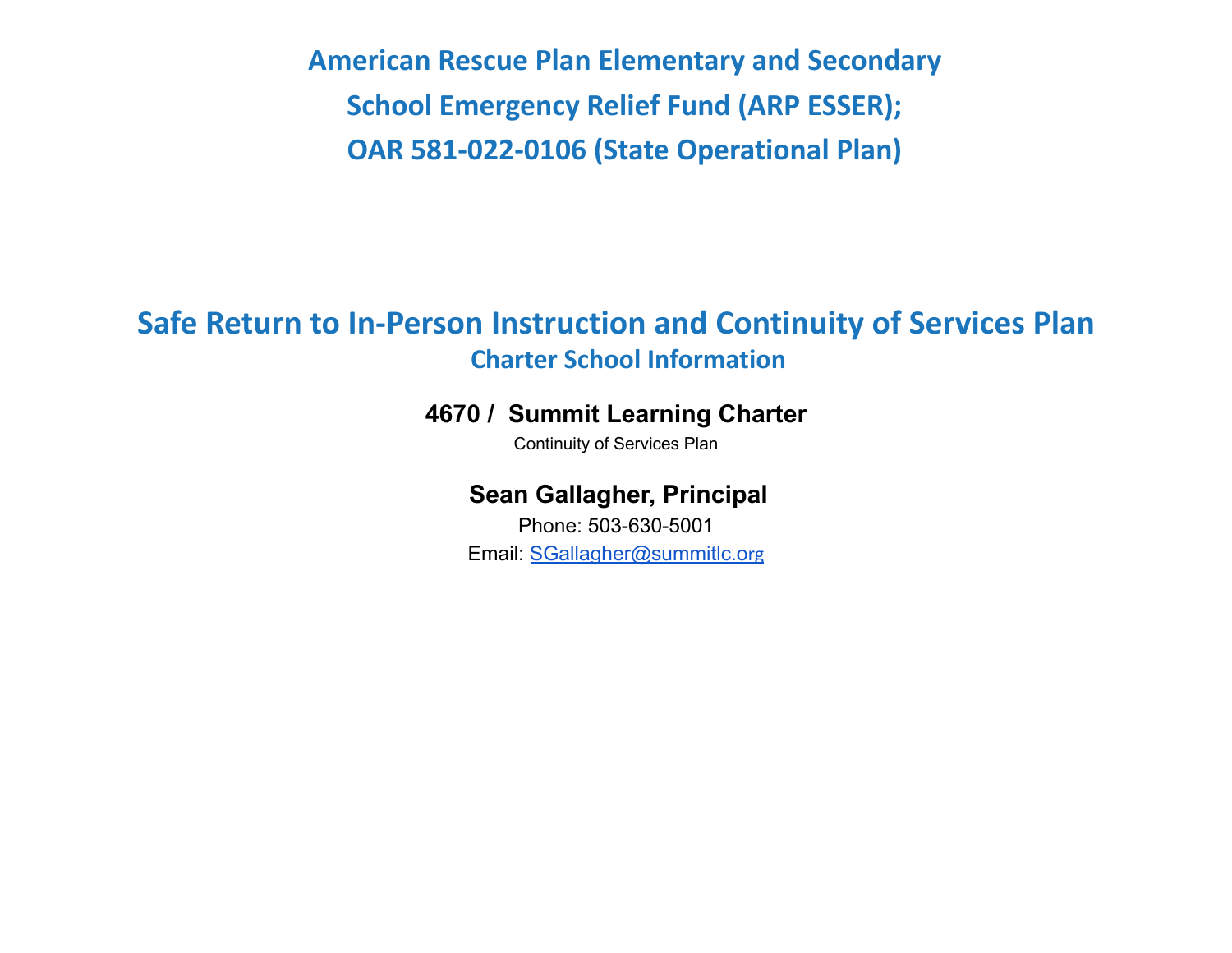# American Rescue Plan Elementary and Secondary School Emergency Relief Fund (ARP ESSER); OAR 581-022-0106 (State Operational Plan)

## Safe Return to In-Person Instruction and Continuity of Services Plan

### Charter School Information

**4670 / Summit Learning Charter**

Continuity of Services Plan

**Sean Gallagher, Principal**

Phone: 503-630-5001

Email: SGallagher@summitlc.org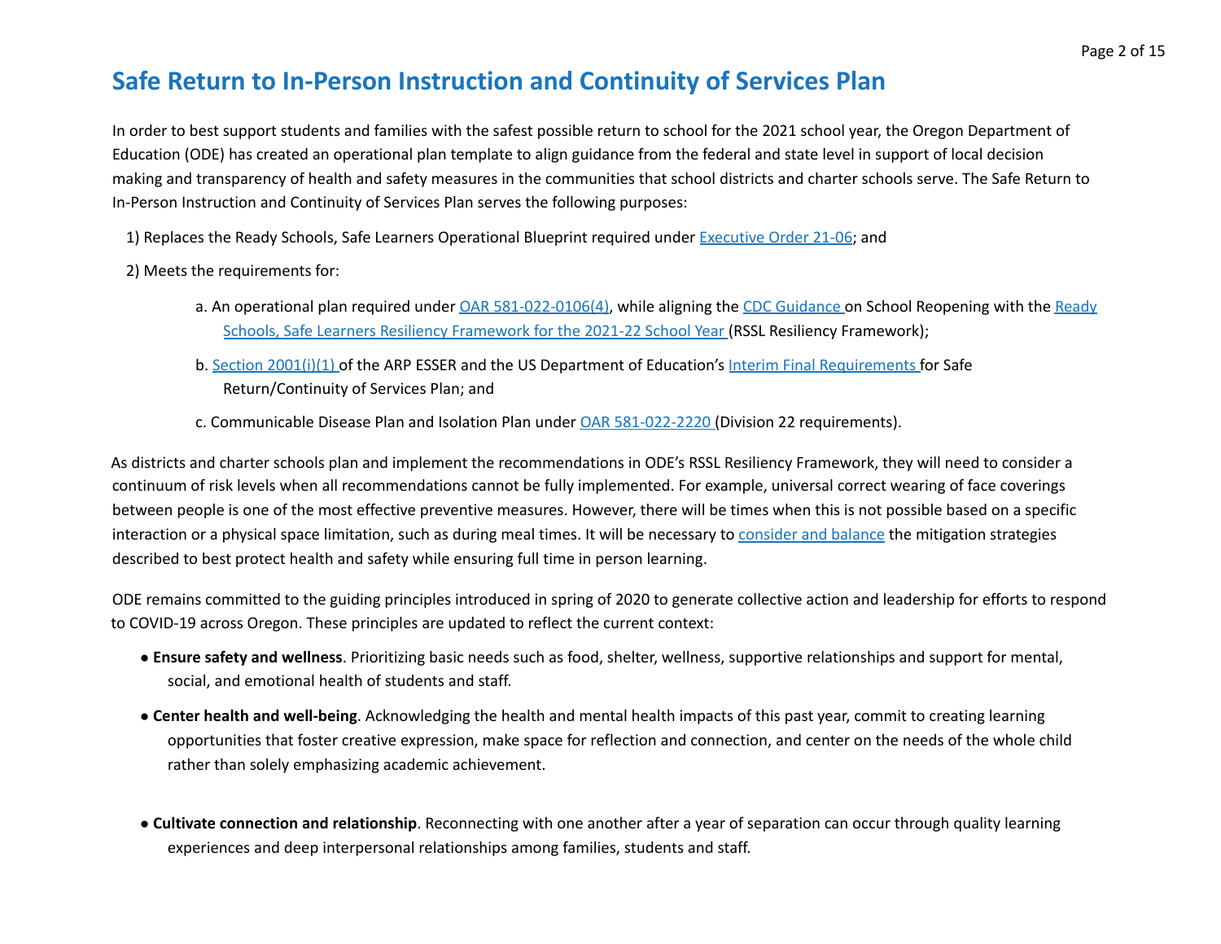# Safe Return to In-Person Instruction and Continuity of Services Plan

In order to best support students and families with the safest possible return to school for the 2021 school year, the Oregon Department of Education (ODE) has created an operational plan template to align guidance from the federal and state level in support of local decision making and transparency of health and safety measures in the communities that school districts and charter schools serve. The Safe Return to In-Person Instruction and Continuity of Services Plan serves the following purposes:

1) Replaces the Ready Schools, Safe Learners Operational Blueprint required under Executive Order 21-06; and

2) Meets the requirements for:

   a. An operational plan required under OAR 581-022-0106(4), while aligning the CDC Guidance on School Reopening with the Ready Schools, Safe Learners Resiliency Framework for the 2021-22 School Year (RSSL Resiliency Framework);

   b. Section 2001(i)(1) of the ARP ESSER and the US Department of Education's Interim Final Requirements for Safe Return/Continuity of Services Plan; and

   c. Communicable Disease Plan and Isolation Plan under OAR 581-022-2220 (Division 22 requirements).

As districts and charter schools plan and implement the recommendations in ODE's RSSL Resiliency Framework, they will need to consider a continuum of risk levels when all recommendations cannot be fully implemented. For example, universal correct wearing of face coverings between people is one of the most effective preventive measures. However, there will be times when this is not possible based on a specific interaction or a physical space limitation, such as during meal times. It will be necessary to consider and balance the mitigation strategies described to best protect health and safety while ensuring full time in person learning.

ODE remains committed to the guiding principles introduced in spring of 2020 to generate collective action and leadership for efforts to respond to COVID-19 across Oregon. These principles are updated to reflect the current context:

- **Ensure safety and wellness**. Prioritizing basic needs such as food, shelter, wellness, supportive relationships and support for mental, social, and emotional health of students and staff.
- **Center health and well-being**. Acknowledging the health and mental health impacts of this past year, commit to creating learning opportunities that foster creative expression, make space for reflection and connection, and center on the needs of the whole child rather than solely emphasizing academic achievement.
- **Cultivate connection and relationship**. Reconnecting with one another after a year of separation can occur through quality learning experiences and deep interpersonal relationships among families, students and staff.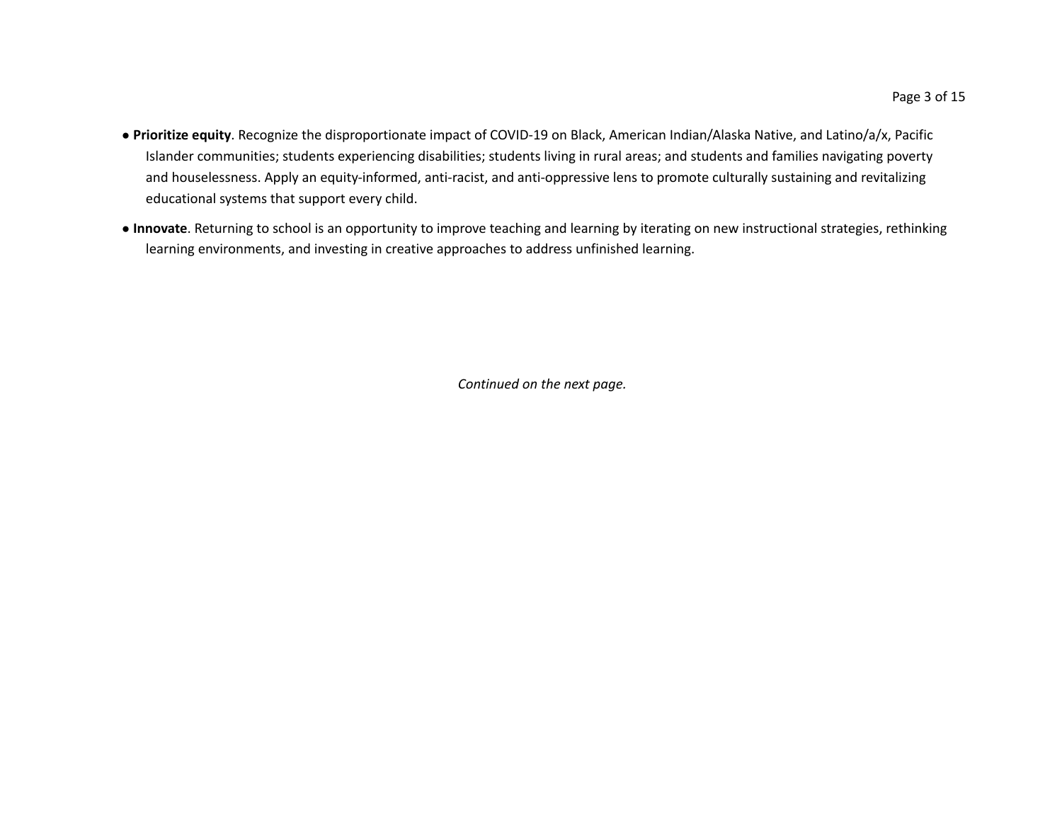- **Prioritize equity**. Recognize the disproportionate impact of COVID-19 on Black, American Indian/Alaska Native, and Latino/a/x, Pacific Islander communities; students experiencing disabilities; students living in rural areas; and students and families navigating poverty and houselessness. Apply an equity-informed, anti-racist, and anti-oppressive lens to promote culturally sustaining and revitalizing educational systems that support every child.
- **Innovate**. Returning to school is an opportunity to improve teaching and learning by iterating on new instructional strategies, rethinking learning environments, and investing in creative approaches to address unfinished learning.

*Continued on the next page.*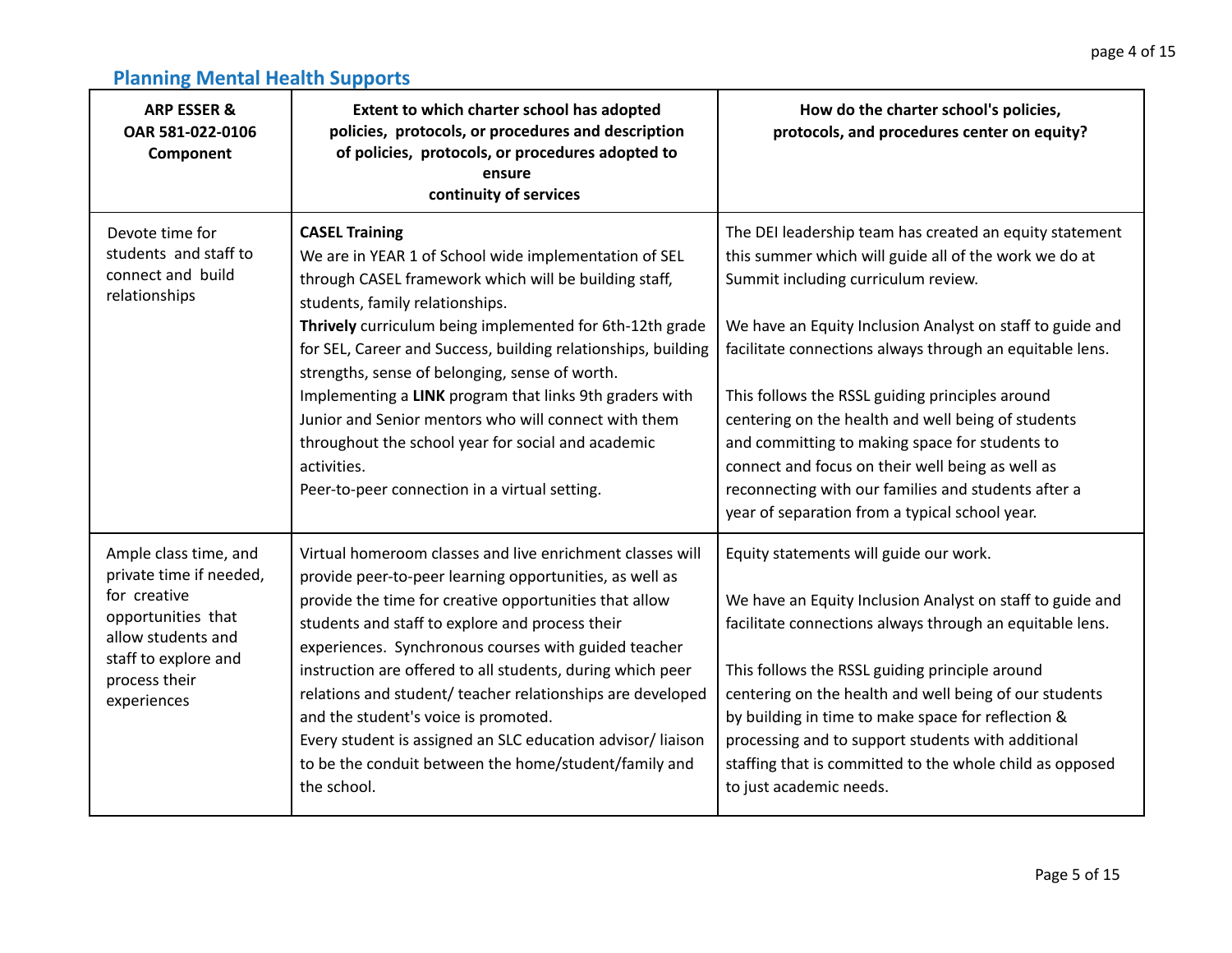## Planning Mental Health Supports

| ARP ESSER & OAR 581-022-0106 Component | Extent to which charter school has adopted policies, protocols, or procedures and description of policies, protocols, or procedures adopted to ensure continuity of services | How do the charter school's policies, protocols, and procedures center on equity? |
|---|---|---|
| Devote time for students and staff to connect and build relationships | **CASEL Training**<br>We are in YEAR 1 of School wide implementation of SEL through CASEL framework which will be building staff, students, family relationships.<br>**Thrively** curriculum being implemented for 6th-12th grade for SEL, Career and Success, building relationships, building strengths, sense of belonging, sense of worth.<br>Implementing a **LINK** program that links 9th graders with Junior and Senior mentors who will connect with them throughout the school year for social and academic activities.<br>Peer-to-peer connection in a virtual setting. | The DEI leadership team has created an equity statement this summer which will guide all of the work we do at Summit including curriculum review.<br><br>We have an Equity Inclusion Analyst on staff to guide and facilitate connections always through an equitable lens.<br><br>This follows the RSSL guiding principles around centering on the health and well being of students and committing to making space for students to connect and focus on their well being as well as reconnecting with our families and students after a year of separation from a typical school year. |
| Ample class time, and private time if needed, for creative opportunities that allow students and staff to explore and process their experiences | Virtual homeroom classes and live enrichment classes will provide peer-to-peer learning opportunities, as well as provide the time for creative opportunities that allow students and staff to explore and process their experiences. Synchronous courses with guided teacher instruction are offered to all students, during which peer relations and student/ teacher relationships are developed and the student's voice is promoted.<br>Every student is assigned an SLC education advisor/ liaison to be the conduit between the home/student/family and the school. | Equity statements will guide our work.<br><br>We have an Equity Inclusion Analyst on staff to guide and facilitate connections always through an equitable lens.<br><br>This follows the RSSL guiding principle around centering on the health and well being of our students by building in time to make space for reflection & processing and to support students with additional staffing that is committed to the whole child as opposed to just academic needs. |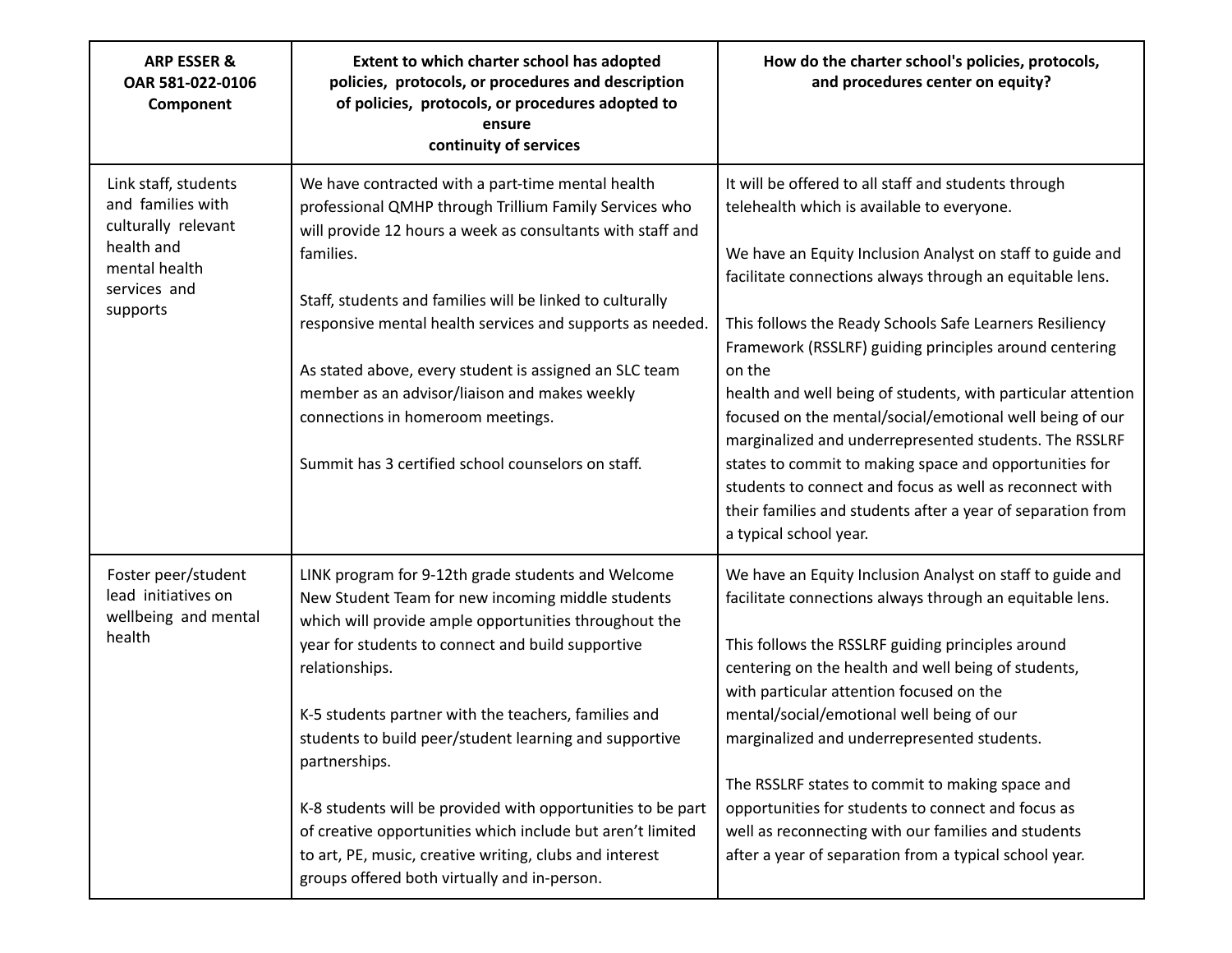| ARP ESSER & OAR 581-022-0106 Component | Extent to which charter school has adopted policies, protocols, or procedures and description of policies, protocols, or procedures adopted to ensure continuity of services | How do the charter school's policies, protocols, and procedures center on equity? |
|---|---|---|
| Link staff, students and families with culturally relevant health and mental health services and supports | We have contracted with a part-time mental health professional QMHP through Trillium Family Services who will provide 12 hours a week as consultants with staff and families.<br><br>Staff, students and families will be linked to culturally responsive mental health services and supports as needed.<br><br>As stated above, every student is assigned an SLC team member as an advisor/liaison and makes weekly connections in homeroom meetings.<br><br>Summit has 3 certified school counselors on staff. | It will be offered to all staff and students through telehealth which is available to everyone.<br><br>We have an Equity Inclusion Analyst on staff to guide and facilitate connections always through an equitable lens.<br><br>This follows the Ready Schools Safe Learners Resiliency Framework (RSSLRF) guiding principles around centering on the health and well being of students, with particular attention focused on the mental/social/emotional well being of our marginalized and underrepresented students. The RSSLRF states to commit to making space and opportunities for students to connect and focus as well as reconnect with their families and students after a year of separation from a typical school year. |
| Foster peer/student lead initiatives on wellbeing and mental health | LINK program for 9-12th grade students and Welcome New Student Team for new incoming middle students which will provide ample opportunities throughout the year for students to connect and build supportive relationships.<br><br>K-5 students partner with the teachers, families and students to build peer/student learning and supportive partnerships.<br><br>K-8 students will be provided with opportunities to be part of creative opportunities which include but aren't limited to art, PE, music, creative writing, clubs and interest groups offered both virtually and in-person. | We have an Equity Inclusion Analyst on staff to guide and facilitate connections always through an equitable lens.<br><br>This follows the RSSLRF guiding principles around centering on the health and well being of students, with particular attention focused on the mental/social/emotional well being of our marginalized and underrepresented students.<br><br>The RSSLRF states to commit to making space and opportunities for students to connect and focus as well as reconnecting with our families and students after a year of separation from a typical school year. |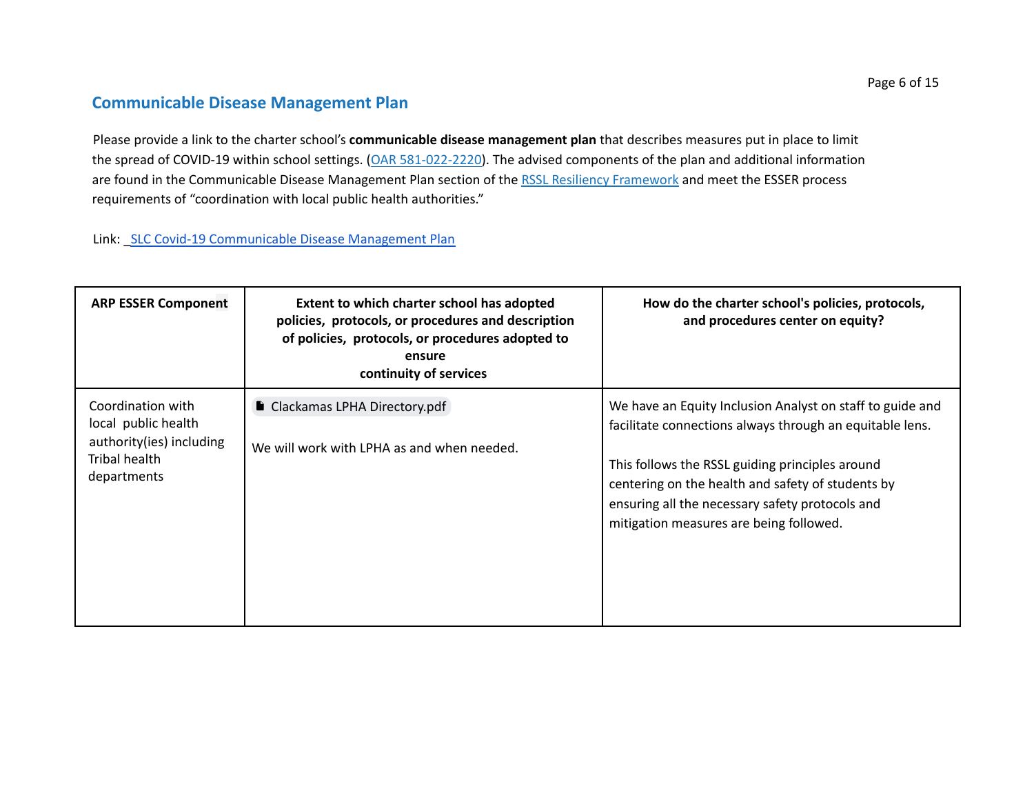## Communicable Disease Management Plan

Please provide a link to the charter school's **communicable disease management plan** that describes measures put in place to limit the spread of COVID-19 within school settings. (OAR 581-022-2220). The advised components of the plan and additional information are found in the Communicable Disease Management Plan section of the RSSL Resiliency Framework and meet the ESSER process requirements of "coordination with local public health authorities."

Link: _SLC Covid-19 Communicable Disease Management Plan

| ARP ESSER Component | Extent to which charter school has adopted policies, protocols, or procedures and description of policies, protocols, or procedures adopted to ensure continuity of services | How do the charter school's policies, protocols, and procedures center on equity? |
|---|---|---|
| Coordination with local public health authority(ies) including Tribal health departments | Clackamas LPHA Directory.pdf<br><br>We will work with LPHA as and when needed. | We have an Equity Inclusion Analyst on staff to guide and facilitate connections always through an equitable lens.<br><br>This follows the RSSL guiding principles around centering on the health and safety of students by ensuring all the necessary safety protocols and mitigation measures are being followed. |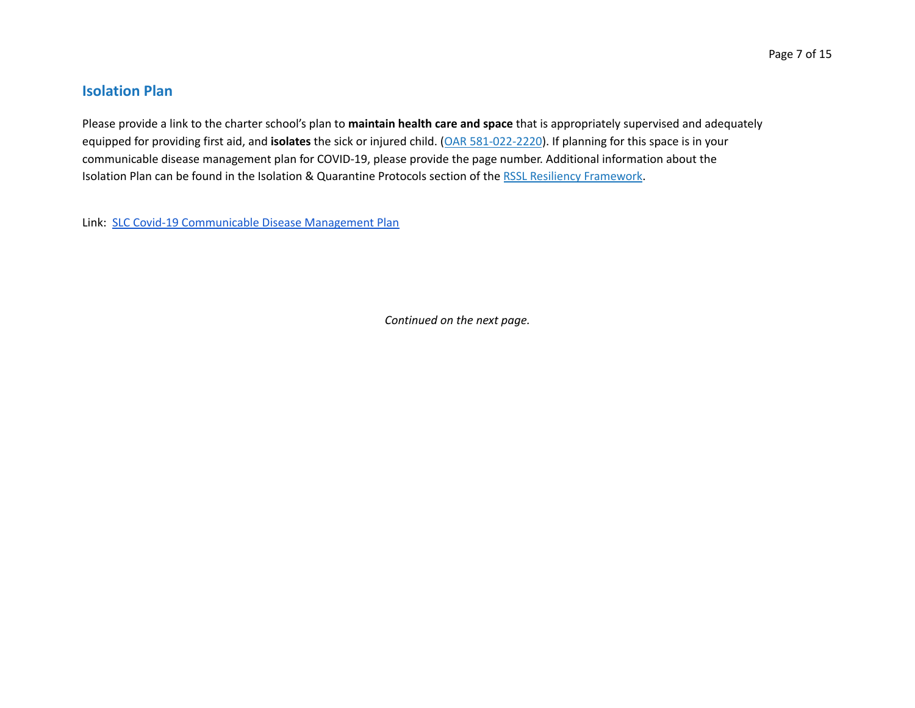## Isolation Plan

Please provide a link to the charter school's plan to **maintain health care and space** that is appropriately supervised and adequately equipped for providing first aid, and **isolates** the sick or injured child. (OAR 581-022-2220). If planning for this space is in your communicable disease management plan for COVID-19, please provide the page number. Additional information about the Isolation Plan can be found in the Isolation & Quarantine Protocols section of the RSSL Resiliency Framework.

Link: SLC Covid-19 Communicable Disease Management Plan

*Continued on the next page.*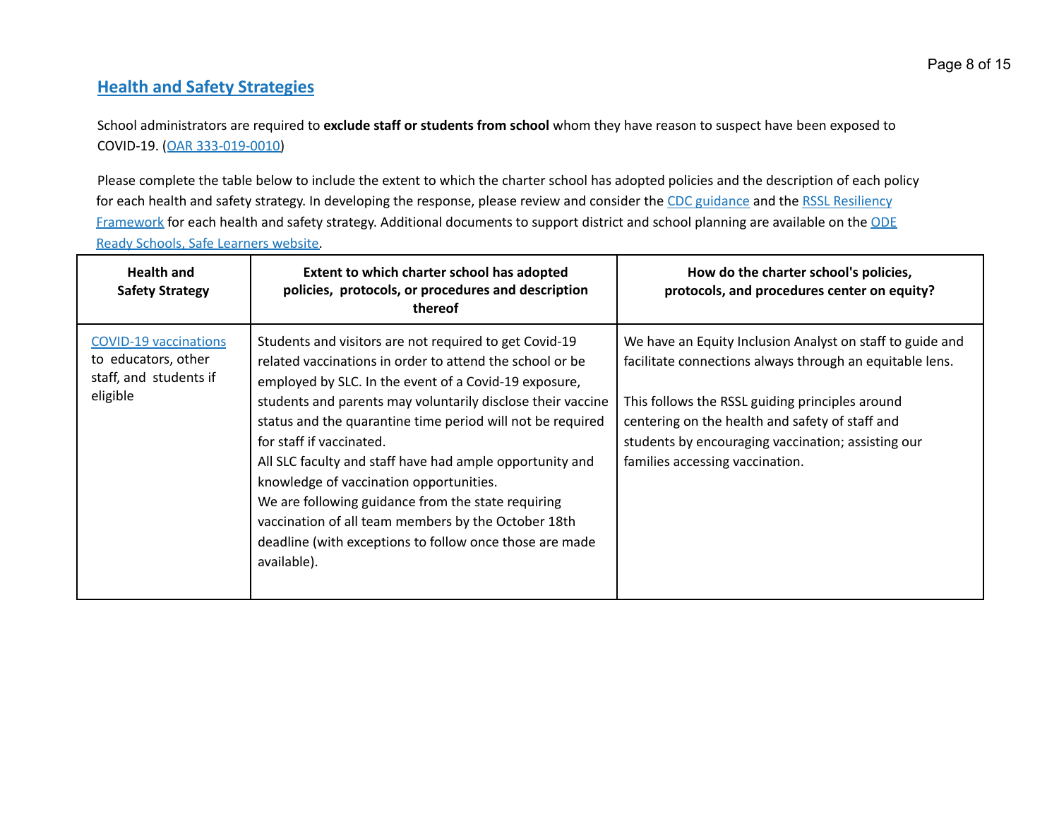## Health and Safety Strategies

School administrators are required to **exclude staff or students from school** whom they have reason to suspect have been exposed to COVID-19. (OAR 333-019-0010)

Please complete the table below to include the extent to which the charter school has adopted policies and the description of each policy for each health and safety strategy. In developing the response, please review and consider the CDC guidance and the RSSL Resiliency Framework for each health and safety strategy. Additional documents to support district and school planning are available on the ODE Ready Schools, Safe Learners website.

| Health and Safety Strategy | Extent to which charter school has adopted policies, protocols, or procedures and description thereof | How do the charter school's policies, protocols, and procedures center on equity? |
|---|---|---|
| COVID-19 vaccinations to educators, other staff, and students if eligible | Students and visitors are not required to get Covid-19 related vaccinations in order to attend the school or be employed by SLC. In the event of a Covid-19 exposure, students and parents may voluntarily disclose their vaccine status and the quarantine time period will not be required for staff if vaccinated.<br>All SLC faculty and staff have had ample opportunity and knowledge of vaccination opportunities.<br>We are following guidance from the state requiring vaccination of all team members by the October 18th deadline (with exceptions to follow once those are made available). | We have an Equity Inclusion Analyst on staff to guide and facilitate connections always through an equitable lens.<br><br>This follows the RSSL guiding principles around centering on the health and safety of staff and students by encouraging vaccination; assisting our families accessing vaccination. |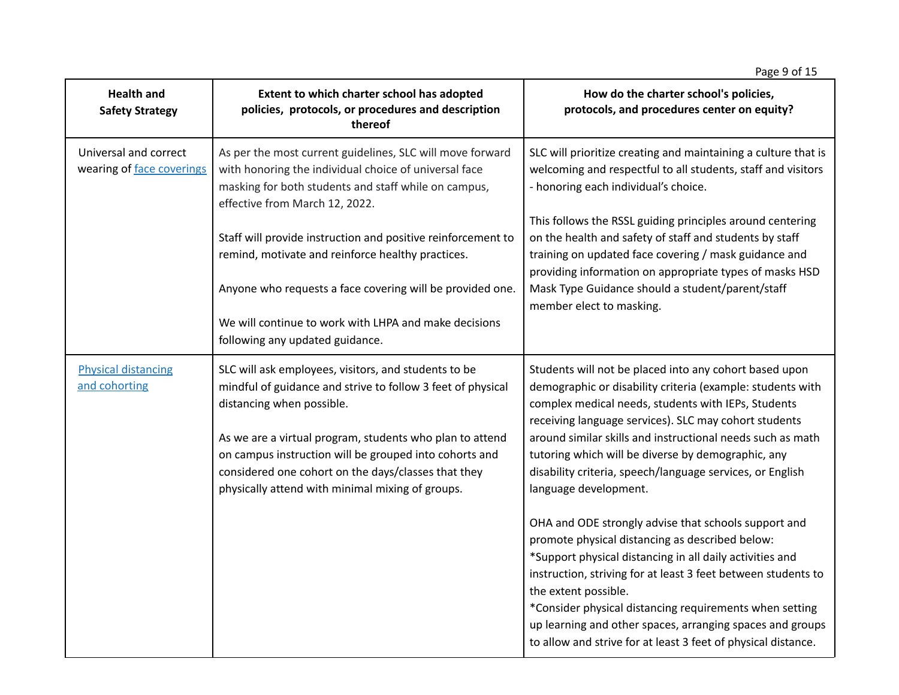| Health and Safety Strategy | Extent to which charter school has adopted policies, protocols, or procedures and description thereof | How do the charter school's policies, protocols, and procedures center on equity? |
|---|---|---|
| Universal and correct wearing of face coverings | As per the most current guidelines, SLC will move forward with honoring the individual choice of universal face masking for both students and staff while on campus, effective from March 12, 2022.<br><br>Staff will provide instruction and positive reinforcement to remind, motivate and reinforce healthy practices.<br><br>Anyone who requests a face covering will be provided one.<br><br>We will continue to work with LHPA and make decisions following any updated guidance. | SLC will prioritize creating and maintaining a culture that is welcoming and respectful to all students, staff and visitors - honoring each individual's choice.<br><br>This follows the RSSL guiding principles around centering on the health and safety of staff and students by staff training on updated face covering / mask guidance and providing information on appropriate types of masks HSD Mask Type Guidance should a student/parent/staff member elect to masking. |
| Physical distancing and cohorting | SLC will ask employees, visitors, and students to be mindful of guidance and strive to follow 3 feet of physical distancing when possible.<br><br>As we are a virtual program, students who plan to attend on campus instruction will be grouped into cohorts and considered one cohort on the days/classes that they physically attend with minimal mixing of groups. | Students will not be placed into any cohort based upon demographic or disability criteria (example: students with complex medical needs, students with IEPs, Students receiving language services). SLC may cohort students around similar skills and instructional needs such as math tutoring which will be diverse by demographic, any disability criteria, speech/language services, or English language development.<br><br>OHA and ODE strongly advise that schools support and promote physical distancing as described below:<br>*Support physical distancing in all daily activities and instruction, striving for at least 3 feet between students to the extent possible.<br>*Consider physical distancing requirements when setting up learning and other spaces, arranging spaces and groups to allow and strive for at least 3 feet of physical distance. |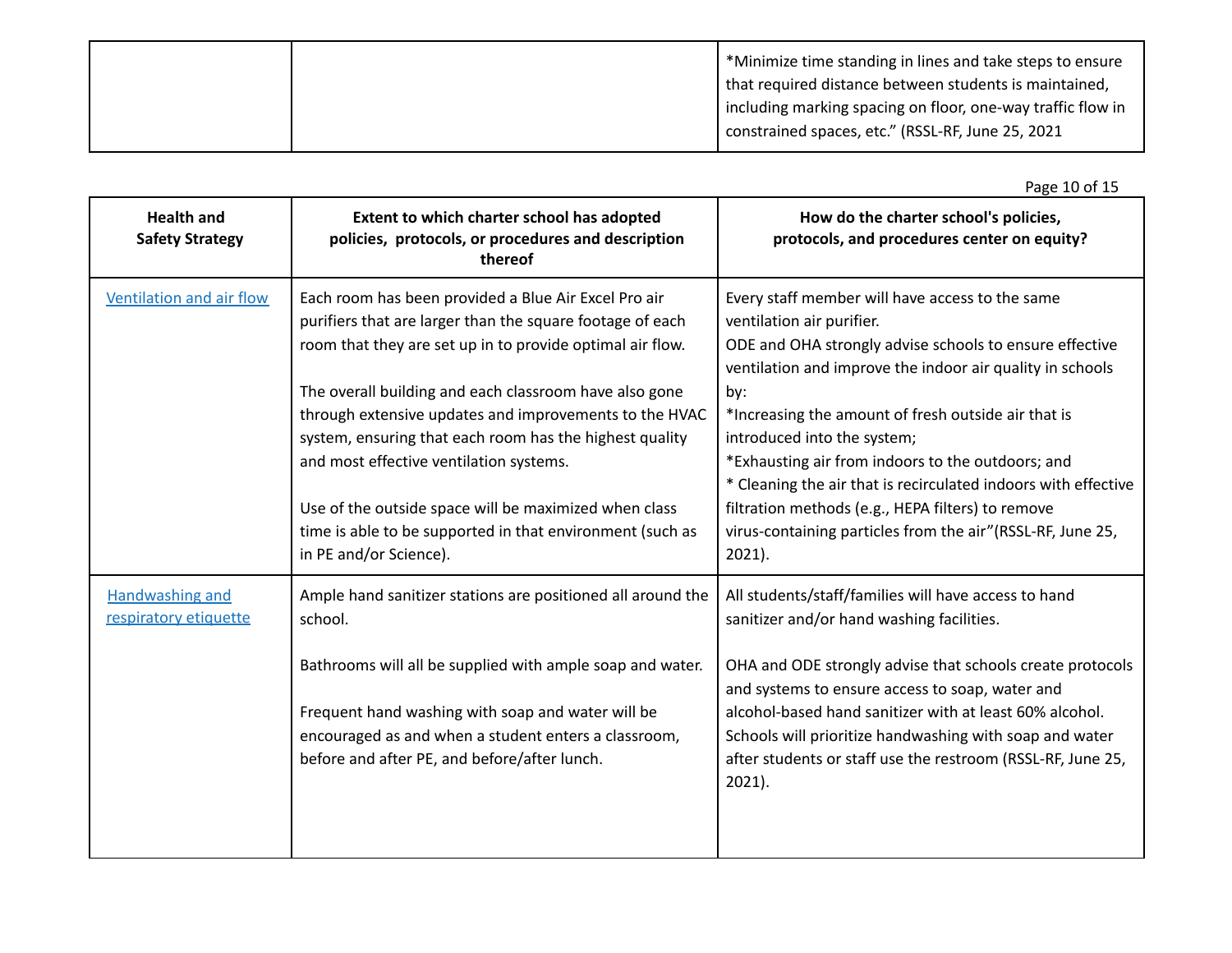| | | |
|---|---|---|
| | | *Minimize time standing in lines and take steps to ensure that required distance between students is maintained, including marking spacing on floor, one-way traffic flow in constrained spaces, etc." (RSSL-RF, June 25, 2021 |

| Health and Safety Strategy | Extent to which charter school has adopted policies, protocols, or procedures and description thereof | How do the charter school's policies, protocols, and procedures center on equity? |
|---|---|---|
| Ventilation and air flow | Each room has been provided a Blue Air Excel Pro air purifiers that are larger than the square footage of each room that they are set up in to provide optimal air flow.<br><br>The overall building and each classroom have also gone through extensive updates and improvements to the HVAC system, ensuring that each room has the highest quality and most effective ventilation systems.<br><br>Use of the outside space will be maximized when class time is able to be supported in that environment (such as in PE and/or Science). | Every staff member will have access to the same ventilation air purifier.<br>ODE and OHA strongly advise schools to ensure effective ventilation and improve the indoor air quality in schools by:<br>*Increasing the amount of fresh outside air that is introduced into the system;<br>*Exhausting air from indoors to the outdoors; and<br>* Cleaning the air that is recirculated indoors with effective filtration methods (e.g., HEPA filters) to remove virus-containing particles from the air"(RSSL-RF, June 25, 2021). |
| Handwashing and respiratory etiquette | Ample hand sanitizer stations are positioned all around the school.<br><br>Bathrooms will all be supplied with ample soap and water.<br><br>Frequent hand washing with soap and water will be encouraged as and when a student enters a classroom, before and after PE, and before/after lunch. | All students/staff/families will have access to hand sanitizer and/or hand washing facilities.<br><br>OHA and ODE strongly advise that schools create protocols and systems to ensure access to soap, water and alcohol-based hand sanitizer with at least 60% alcohol. Schools will prioritize handwashing with soap and water after students or staff use the restroom (RSSL-RF, June 25, 2021). |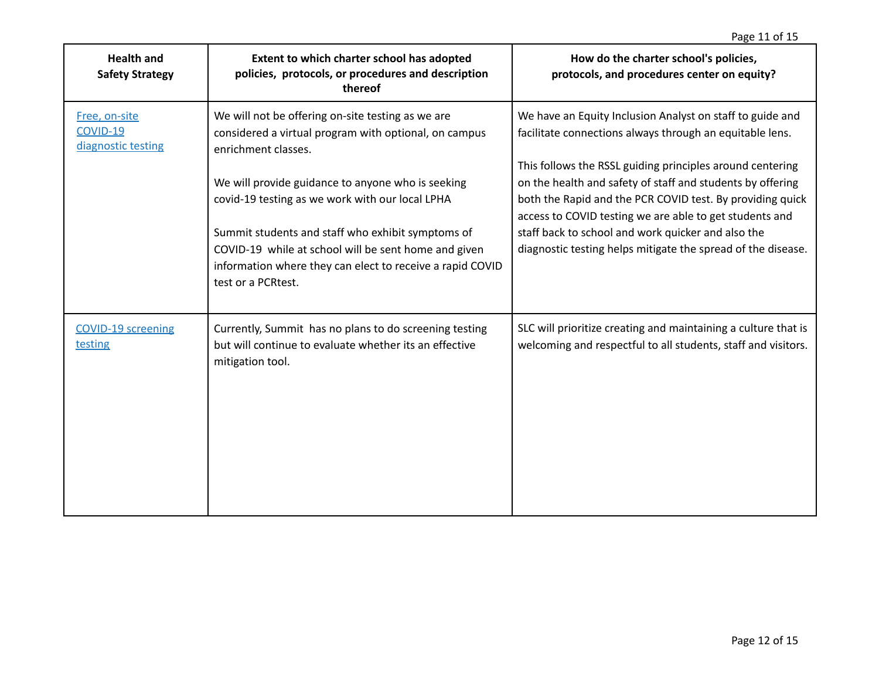| Health and Safety Strategy | Extent to which charter school has adopted policies, protocols, or procedures and description thereof | How do the charter school's policies, protocols, and procedures center on equity? |
|---|---|---|
| Free, on-site COVID-19 diagnostic testing | We will not be offering on-site testing as we are considered a virtual program with optional, on campus enrichment classes.<br><br>We will provide guidance to anyone who is seeking covid-19 testing as we work with our local LPHA<br><br>Summit students and staff who exhibit symptoms of COVID-19 while at school will be sent home and given information where they can elect to receive a rapid COVID test or a PCRtest. | We have an Equity Inclusion Analyst on staff to guide and facilitate connections always through an equitable lens.<br><br>This follows the RSSL guiding principles around centering on the health and safety of staff and students by offering both the Rapid and the PCR COVID test. By providing quick access to COVID testing we are able to get students and staff back to school and work quicker and also the diagnostic testing helps mitigate the spread of the disease. |
| COVID-19 screening testing | Currently, Summit has no plans to do screening testing but will continue to evaluate whether its an effective mitigation tool. | SLC will prioritize creating and maintaining a culture that is welcoming and respectful to all students, staff and visitors. |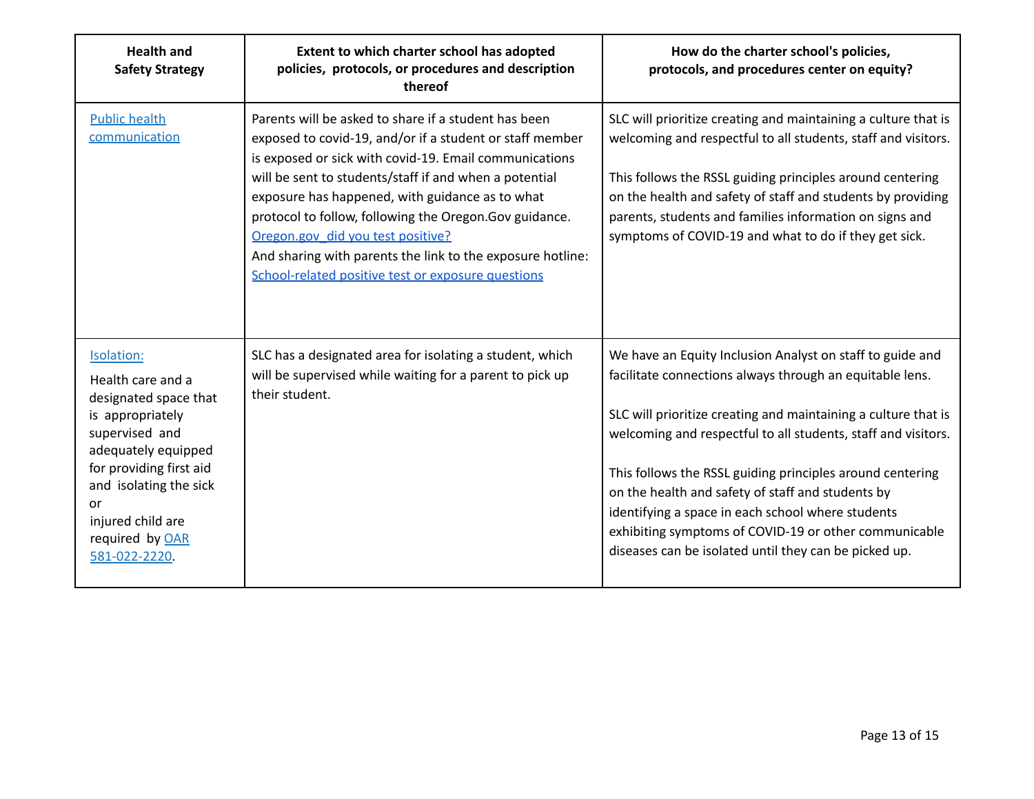| Health and Safety Strategy | Extent to which charter school has adopted policies, protocols, or procedures and description thereof | How do the charter school's policies, protocols, and procedures center on equity? |
|---|---|---|
| Public health communication | Parents will be asked to share if a student has been exposed to covid-19, and/or if a student or staff member is exposed or sick with covid-19. Email communications will be sent to students/staff if and when a potential exposure has happened, with guidance as to what protocol to follow, following the Oregon.Gov guidance. Oregon.gov_did you test positive?<br>And sharing with parents the link to the exposure hotline: School-related positive test or exposure questions | SLC will prioritize creating and maintaining a culture that is welcoming and respectful to all students, staff and visitors.<br><br>This follows the RSSL guiding principles around centering on the health and safety of staff and students by providing parents, students and families information on signs and symptoms of COVID-19 and what to do if they get sick. |
| Isolation:<br>Health care and a designated space that is appropriately supervised and adequately equipped for providing first aid and isolating the sick or injured child are required by OAR 581-022-2220. | SLC has a designated area for isolating a student, which will be supervised while waiting for a parent to pick up their student. | We have an Equity Inclusion Analyst on staff to guide and facilitate connections always through an equitable lens.<br><br>SLC will prioritize creating and maintaining a culture that is welcoming and respectful to all students, staff and visitors.<br><br>This follows the RSSL guiding principles around centering on the health and safety of staff and students by identifying a space in each school where students exhibiting symptoms of COVID-19 or other communicable diseases can be isolated until they can be picked up. |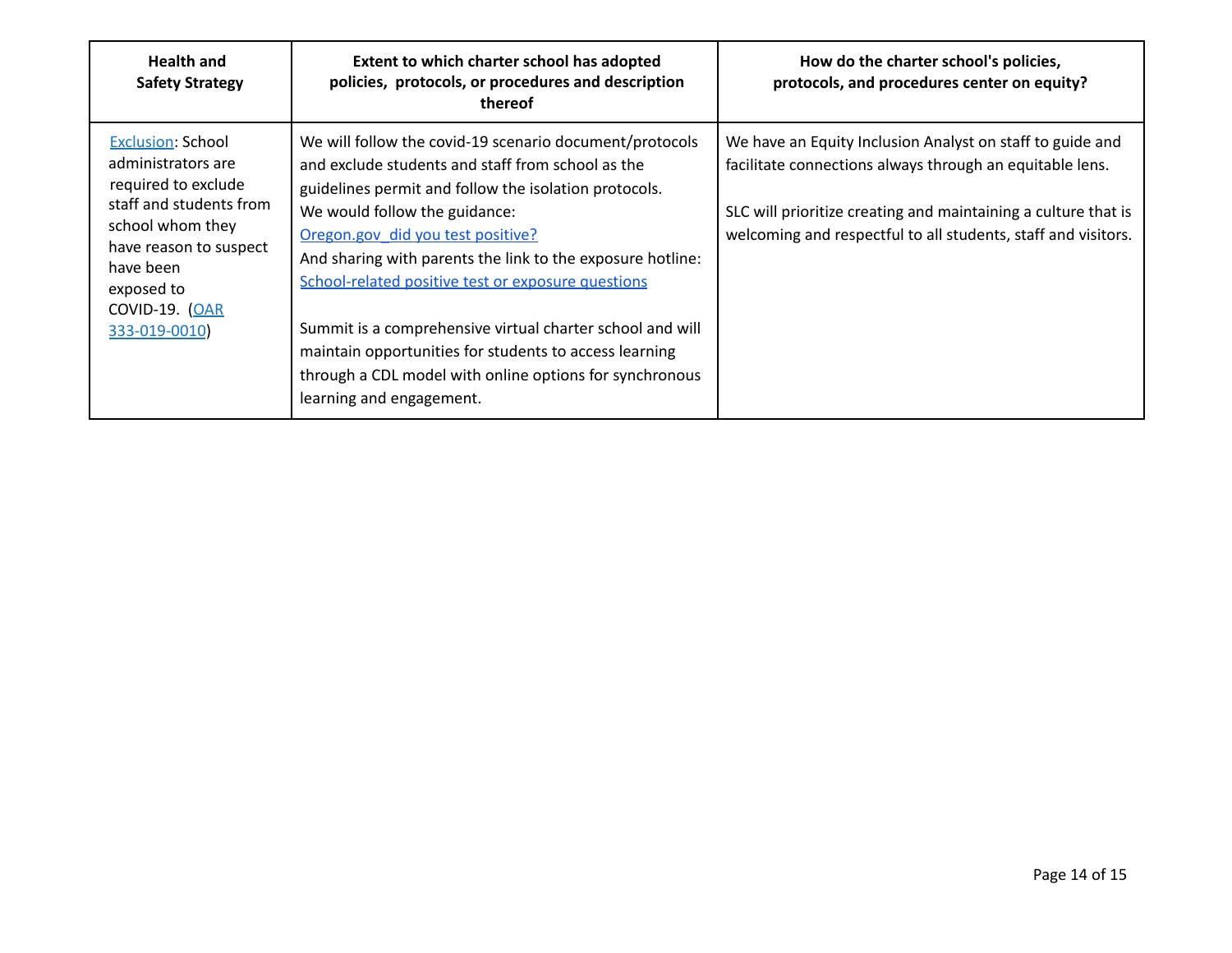| Health and Safety Strategy | Extent to which charter school has adopted policies, protocols, or procedures and description thereof | How do the charter school's policies, protocols, and procedures center on equity? |
|---|---|---|
| Exclusion: School administrators are required to exclude staff and students from school whom they have reason to suspect have been exposed to COVID-19. (OAR 333-019-0010) | We will follow the covid-19 scenario document/protocols and exclude students and staff from school as the guidelines permit and follow the isolation protocols.<br>We would follow the guidance:<br>Oregon.gov_did you test positive?<br>And sharing with parents the link to the exposure hotline:<br>School-related positive test or exposure questions<br><br>Summit is a comprehensive virtual charter school and will maintain opportunities for students to access learning through a CDL model with online options for synchronous learning and engagement. | We have an Equity Inclusion Analyst on staff to guide and facilitate connections always through an equitable lens.<br><br>SLC will prioritize creating and maintaining a culture that is welcoming and respectful to all students, staff and visitors. |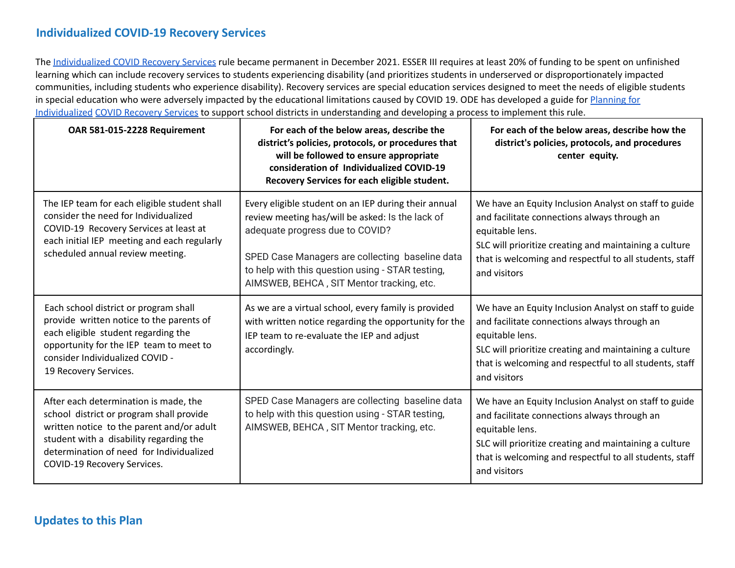## Individualized COVID-19 Recovery Services

The Individualized COVID Recovery Services rule became permanent in December 2021. ESSER III requires at least 20% of funding to be spent on unfinished learning which can include recovery services to students experiencing disability (and prioritizes students in underserved or disproportionately impacted communities, including students who experience disability). Recovery services are special education services designed to meet the needs of eligible students in special education who were adversely impacted by the educational limitations caused by COVID 19. ODE has developed a guide for Planning for Individualized COVID Recovery Services to support school districts in understanding and developing a process to implement this rule.

| OAR 581-015-2228 Requirement | For each of the below areas, describe the district's policies, protocols, or procedures that will be followed to ensure appropriate consideration of Individualized COVID-19 Recovery Services for each eligible student. | For each of the below areas, describe how the district's policies, protocols, and procedures center equity. |
|---|---|---|
| The IEP team for each eligible student shall consider the need for Individualized COVID-19 Recovery Services at least at each initial IEP meeting and each regularly scheduled annual review meeting. | Every eligible student on an IEP during their annual review meeting has/will be asked: Is the lack of adequate progress due to COVID?<br><br>SPED Case Managers are collecting baseline data to help with this question using - STAR testing, AIMSWEB, BEHCA , SIT Mentor tracking, etc. | We have an Equity Inclusion Analyst on staff to guide and facilitate connections always through an equitable lens.<br>SLC will prioritize creating and maintaining a culture that is welcoming and respectful to all students, staff and visitors |
| Each school district or program shall provide written notice to the parents of each eligible student regarding the opportunity for the IEP team to meet to consider Individualized COVID - 19 Recovery Services. | As we are a virtual school, every family is provided with written notice regarding the opportunity for the IEP team to re-evaluate the IEP and adjust accordingly. | We have an Equity Inclusion Analyst on staff to guide and facilitate connections always through an equitable lens.<br>SLC will prioritize creating and maintaining a culture that is welcoming and respectful to all students, staff and visitors |
| After each determination is made, the school district or program shall provide written notice to the parent and/or adult student with a disability regarding the determination of need for Individualized COVID-19 Recovery Services. | SPED Case Managers are collecting baseline data to help with this question using - STAR testing, AIMSWEB, BEHCA , SIT Mentor tracking, etc. | We have an Equity Inclusion Analyst on staff to guide and facilitate connections always through an equitable lens.<br>SLC will prioritize creating and maintaining a culture that is welcoming and respectful to all students, staff and visitors |

## Updates to this Plan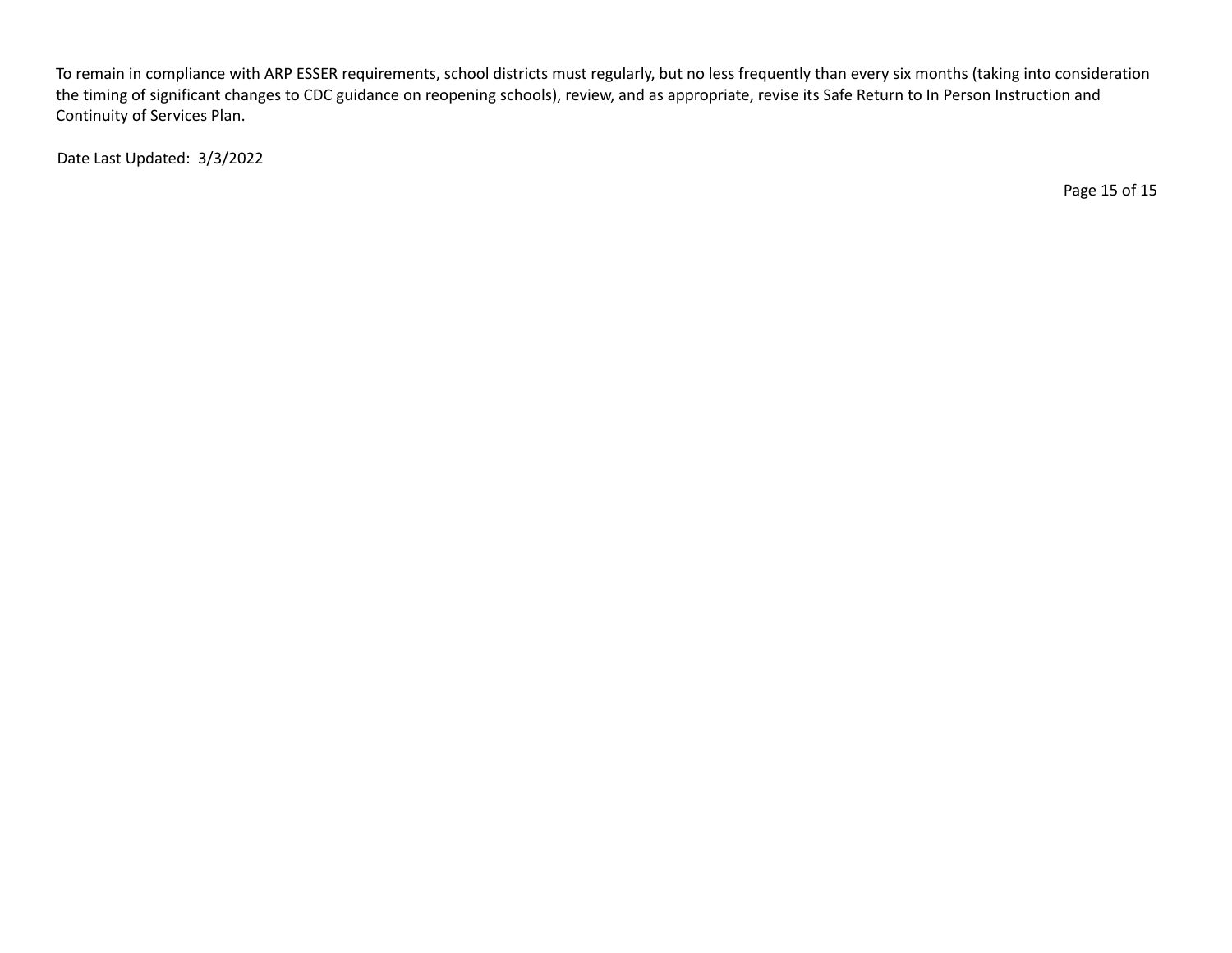To remain in compliance with ARP ESSER requirements, school districts must regularly, but no less frequently than every six months (taking into consideration the timing of significant changes to CDC guidance on reopening schools), review, and as appropriate, revise its Safe Return to In Person Instruction and Continuity of Services Plan.

Date Last Updated: 3/3/2022